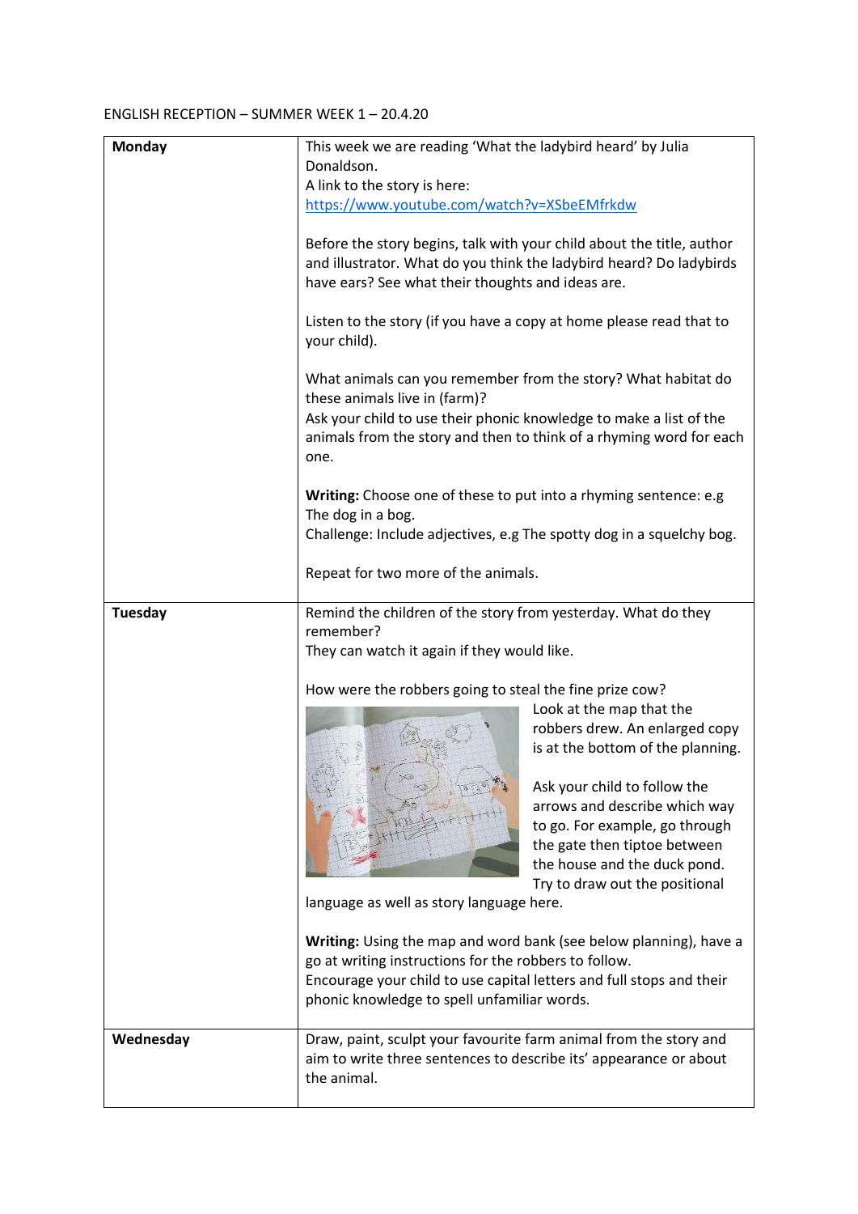ENGLISH RECEPTION – SUMMER WEEK 1 – 20.4.20

| | |
|---|---|
| **Monday** | This week we are reading 'What the ladybird heard' by Julia Donaldson.<br>A link to the story is here:<br>https://www.youtube.com/watch?v=XSbeEMfrkdw<br><br>Before the story begins, talk with your child about the title, author and illustrator. What do you think the ladybird heard? Do ladybirds have ears? See what their thoughts and ideas are.<br><br>Listen to the story (if you have a copy at home please read that to your child).<br><br>What animals can you remember from the story? What habitat do these animals live in (farm)?<br>Ask your child to use their phonic knowledge to make a list of the animals from the story and then to think of a rhyming word for each one.<br><br>**Writing:** Choose one of these to put into a rhyming sentence: e.g The dog in a bog.<br>Challenge: Include adjectives, e.g The spotty dog in a squelchy bog.<br><br>Repeat for two more of the animals. |
| **Tuesday** | Remind the children of the story from yesterday. What do they remember?<br>They can watch it again if they would like.<br><br>How were the robbers going to steal the fine prize cow?<br>Look at the map that the robbers drew. An enlarged copy is at the bottom of the planning.<br><br>Ask your child to follow the arrows and describe which way to go. For example, go through the gate then tiptoe between the house and the duck pond. Try to draw out the positional language as well as story language here.<br><br>**Writing:** Using the map and word bank (see below planning), have a go at writing instructions for the robbers to follow.<br>Encourage your child to use capital letters and full stops and their phonic knowledge to spell unfamiliar words. |
| **Wednesday** | Draw, paint, sculpt your favourite farm animal from the story and aim to write three sentences to describe its' appearance or about the animal. |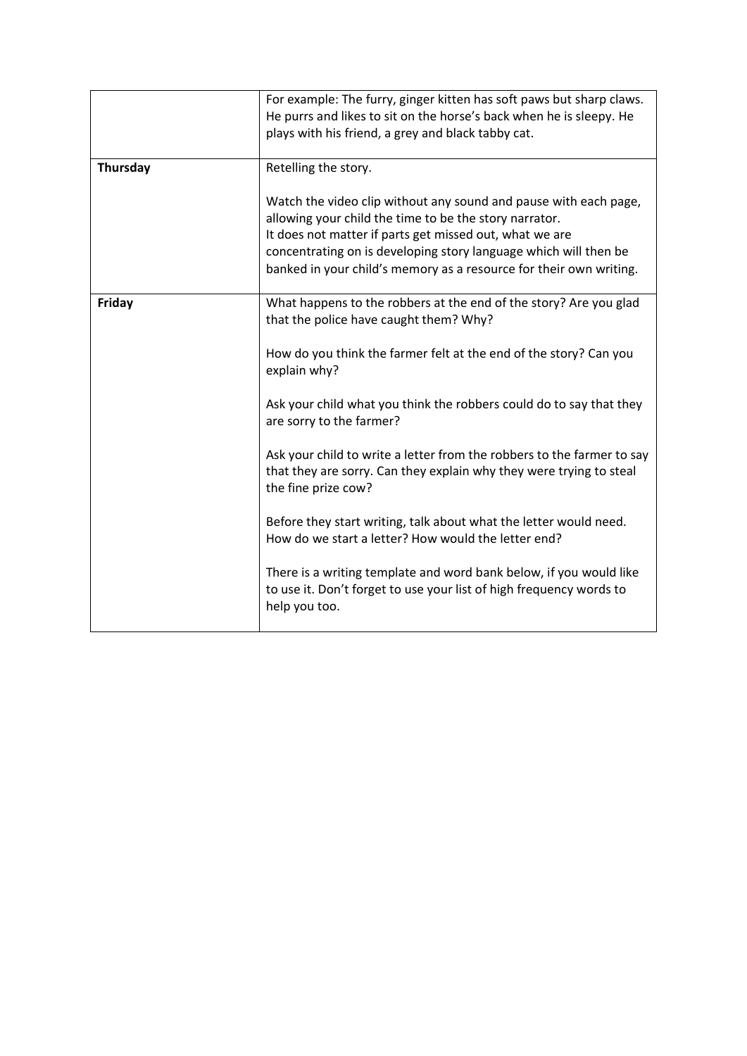| | |
|---|---|
| | For example: The furry, ginger kitten has soft paws but sharp claws. He purrs and likes to sit on the horse's back when he is sleepy. He plays with his friend, a grey and black tabby cat. |
| **Thursday** | Retelling the story.<br><br>Watch the video clip without any sound and pause with each page, allowing your child the time to be the story narrator.<br>It does not matter if parts get missed out, what we are concentrating on is developing story language which will then be banked in your child's memory as a resource for their own writing. |
| **Friday** | What happens to the robbers at the end of the story? Are you glad that the police have caught them? Why?<br><br>How do you think the farmer felt at the end of the story? Can you explain why?<br><br>Ask your child what you think the robbers could do to say that they are sorry to the farmer?<br><br>Ask your child to write a letter from the robbers to the farmer to say that they are sorry. Can they explain why they were trying to steal the fine prize cow?<br><br>Before they start writing, talk about what the letter would need. How do we start a letter? How would the letter end?<br><br>There is a writing template and word bank below, if you would like to use it. Don't forget to use your list of high frequency words to help you too. |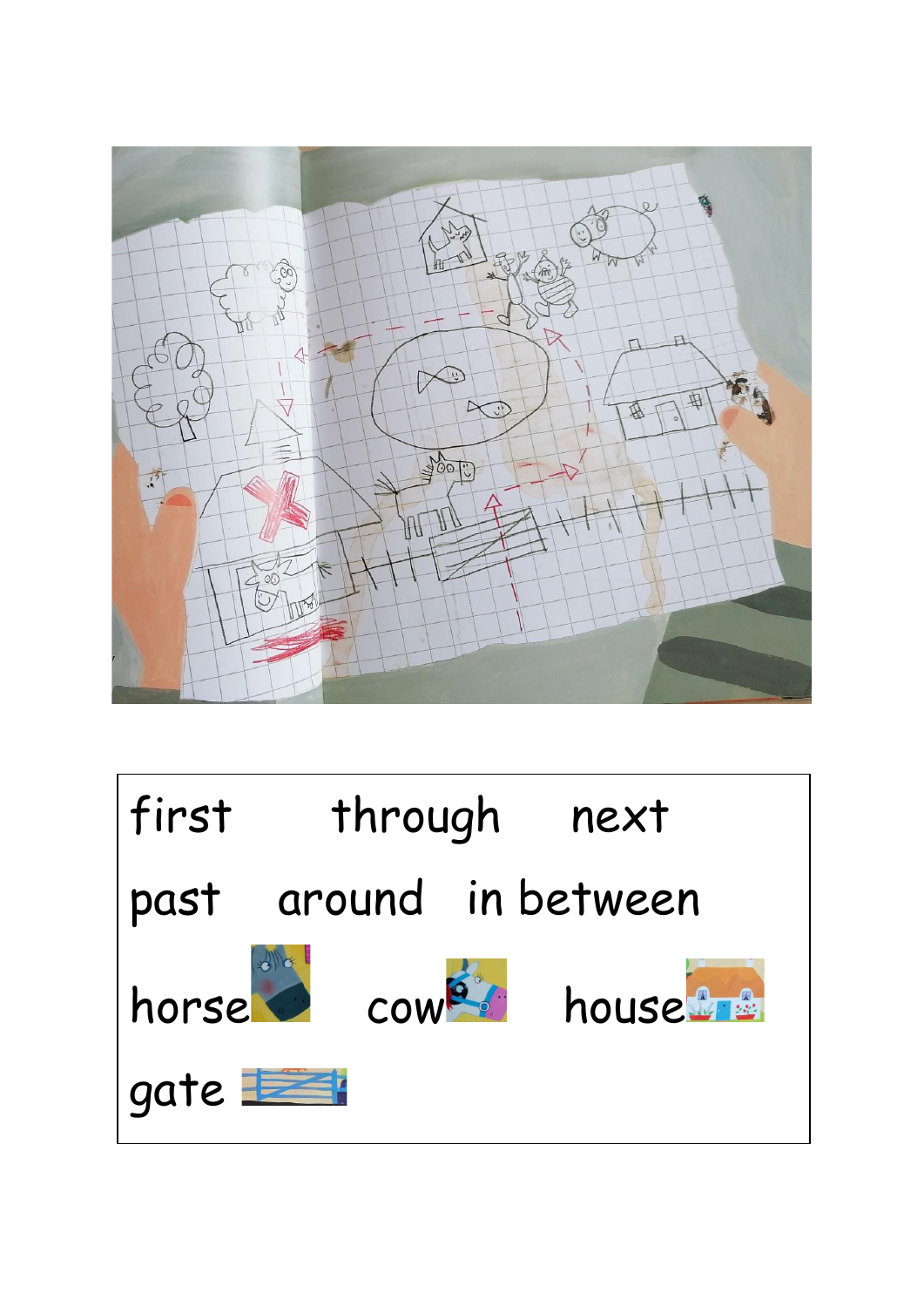first through next

past around in between

horse cow house

gate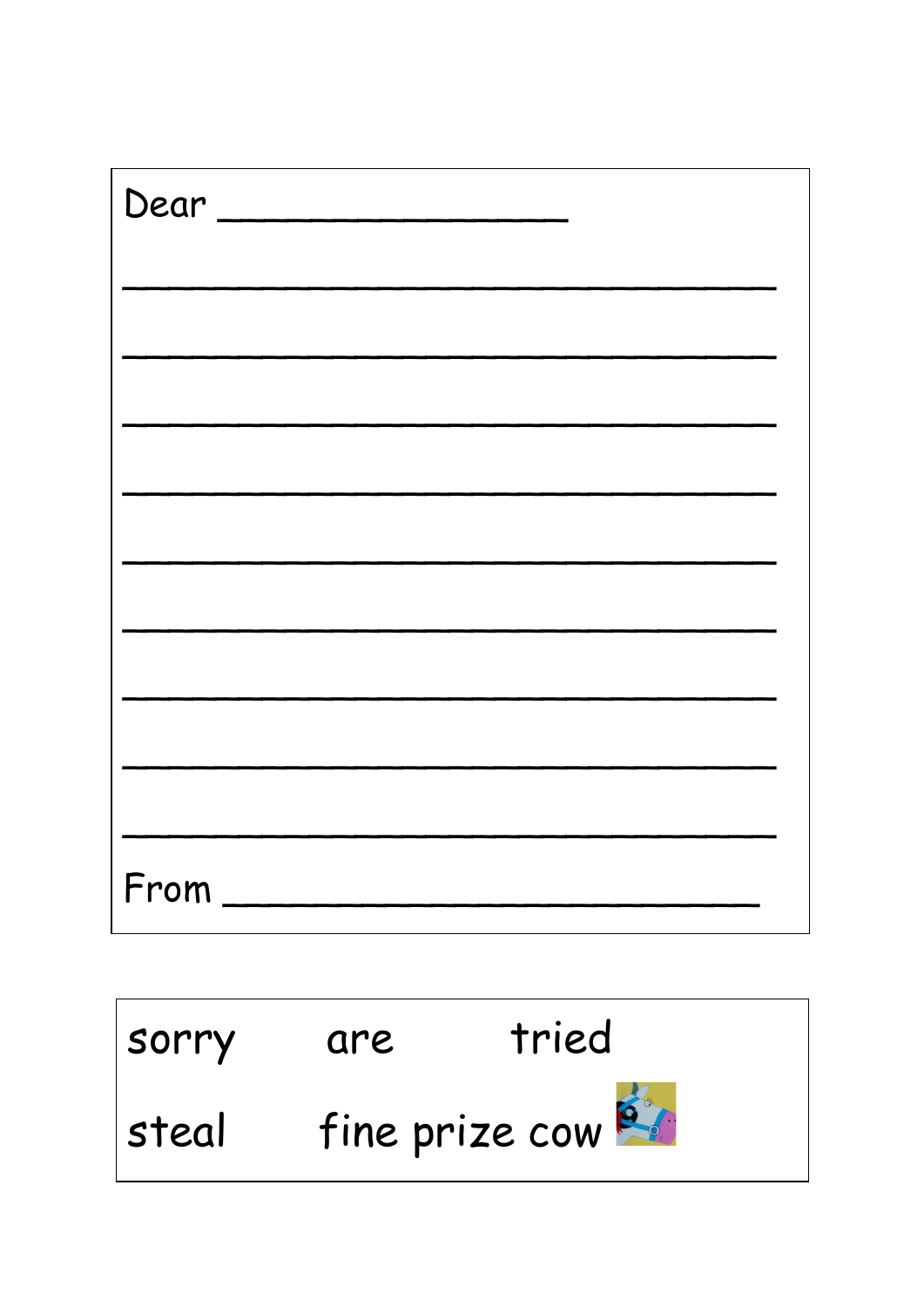Dear ________________

____________________________________

____________________________________

____________________________________

____________________________________

____________________________________

____________________________________

____________________________________

____________________________________

____________________________________

From __________________________

| | | |
|---|---|---|
| sorry | are | tried |
| steal | fine prize cow | |